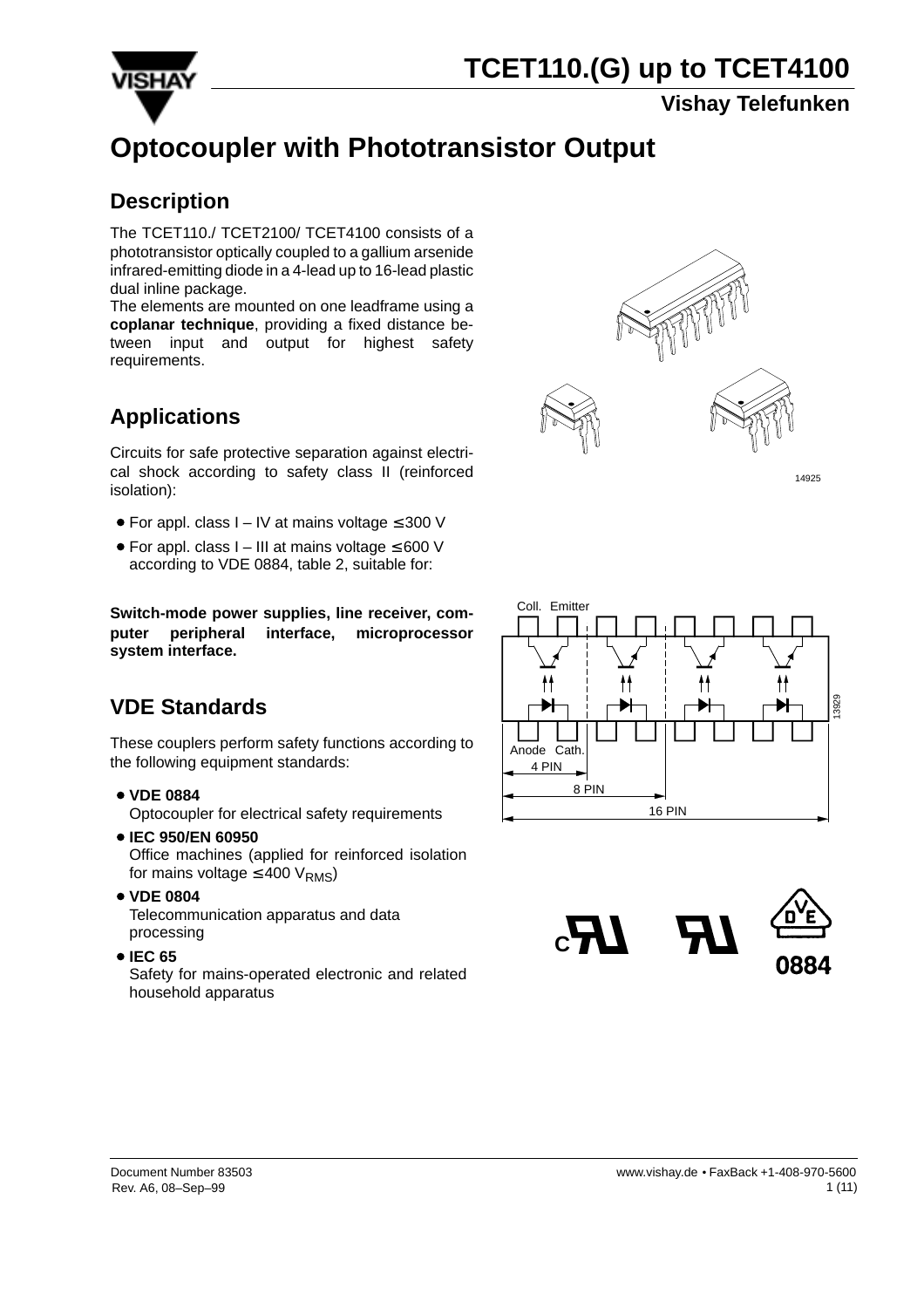# TCET110.(G) up to TCET4100

**Vishay Telefunken**

# Optocoupler with Phototransistor Output

## Description

The TCET110./ TCET2100/ TCET4100 consists of a phototransistor optically coupled to a gallium arsenide infrared-emitting diode in a 4-lead up to 16-lead plastic dual inline package.

The elements are mounted on one leadframe using a **coplanar technique**, providing a fixed distance between input and output for highest safety requirements.

## Applications

Circuits for safe protective separation against electrical shock according to safety class II (reinforced isolation):

- For appl. class I – IV at mains voltage ≤ 300 V
- For appl. class I – III at mains voltage ≤ 600 V according to VDE 0884, table 2, suitable for:

**Switch-mode power supplies, line receiver, computer peripheral interface, microprocessor system interface.**

## VDE Standards

These couplers perform safety functions according to the following equipment standards:

- **VDE 0884**
  Optocoupler for electrical safety requirements
- **IEC 950/EN 60950**
  Office machines (applied for reinforced isolation for mains voltage ≤ 400 $V_{RMS}$)
- **VDE 0804**
  Telecommunication apparatus and data processing
- **IEC 65**
  Safety for mains-operated electronic and related household apparatus

14925

Coll. Emitter

Anode Cath.

4 PIN

8 PIN

16 PIN

13929

0884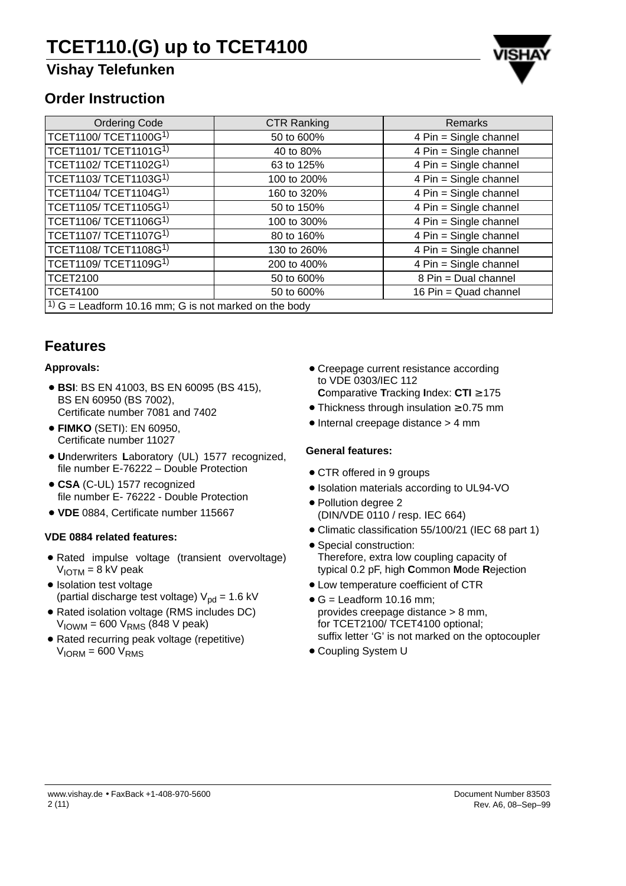# TCET110.(G) up to TCET4100

## Vishay Telefunken

## Order Instruction

| Ordering Code | CTR Ranking | Remarks |
|---|---|---|
| TCET1100/ TCET1100G[1)] | 50 to 600% | 4 Pin = Single channel |
| TCET1101/ TCET1101G[1)] | 40 to 80% | 4 Pin = Single channel |
| TCET1102/ TCET1102G[1)] | 63 to 125% | 4 Pin = Single channel |
| TCET1103/ TCET1103G[1)] | 100 to 200% | 4 Pin = Single channel |
| TCET1104/ TCET1104G[1)] | 160 to 320% | 4 Pin = Single channel |
| TCET1105/ TCET1105G[1)] | 50 to 150% | 4 Pin = Single channel |
| TCET1106/ TCET1106G[1)] | 100 to 300% | 4 Pin = Single channel |
| TCET1107/ TCET1107G[1)] | 80 to 160% | 4 Pin = Single channel |
| TCET1108/ TCET1108G[1)] | 130 to 260% | 4 Pin = Single channel |
| TCET1109/ TCET1109G[1)] | 200 to 400% | 4 Pin = Single channel |
| TCET2100 | 50 to 600% | 8 Pin = Dual channel |
| TCET4100 | 50 to 600% | 16 Pin = Quad channel |

[1)] G = Leadform 10.16 mm; G is not marked on the body

## Features

**Approvals:**

- **BSI**: BS EN 41003, BS EN 60095 (BS 415), BS EN 60950 (BS 7002), Certificate number 7081 and 7402
- **FIMKO** (SETI): EN 60950, Certificate number 11027
- **U**nderwriters **L**aboratory (UL) 1577 recognized, file number E-76222 – Double Protection
- **CSA** (C-UL) 1577 recognized file number E- 76222 - Double Protection
- **VDE** 0884, Certificate number 115667

**VDE 0884 related features:**

- Rated impulse voltage (transient overvoltage) $V_{IOTM}$ = 8 kV peak
- Isolation test voltage (partial discharge test voltage) $V_{pd}$ = 1.6 kV
- Rated isolation voltage (RMS includes DC) $V_{IOWM}$ = 600 $V_{RMS}$ (848 V peak)
- Rated recurring peak voltage (repetitive) $V_{IORM}$ = 600 $V_{RMS}$
- Creepage current resistance according to VDE 0303/IEC 112 **C**omparative **T**racking **I**ndex: **CTI** ≥ 175
- Thickness through insulation ≥ 0.75 mm
- Internal creepage distance > 4 mm

**General features:**

- CTR offered in 9 groups
- Isolation materials according to UL94-VO
- Pollution degree 2 (DIN/VDE 0110 / resp. IEC 664)
- Climatic classification 55/100/21 (IEC 68 part 1)
- Special construction: Therefore, extra low coupling capacity of typical 0.2 pF, high **C**ommon **M**ode **R**ejection
- Low temperature coefficient of CTR
- G = Leadform 10.16 mm; provides creepage distance > 8 mm, for TCET2100/ TCET4100 optional; suffix letter ‘G’ is not marked on the optocoupler
- Coupling System U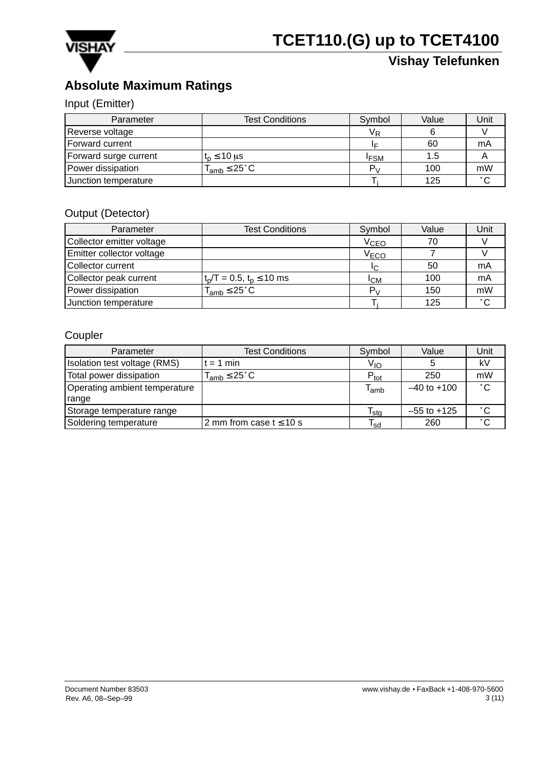## Absolute Maximum Ratings

### Input (Emitter)

| Parameter | Test Conditions | Symbol | Value | Unit |
|---|---|---|---|---|
| Reverse voltage | | $V_R$ | 6 | V |
| Forward current | | $I_F$ | 60 | mA |
| Forward surge current | $t_p \leq 10\ \mu s$ | $I_{FSM}$ | 1.5 | A |
| Power dissipation | $T_{amb} \leq 25^\circ C$ | $P_V$ | 100 | mW |
| Junction temperature | | $T_j$ | 125 | °C |

### Output (Detector)

| Parameter | Test Conditions | Symbol | Value | Unit |
|---|---|---|---|---|
| Collector emitter voltage | | $V_{CEO}$ | 70 | V |
| Emitter collector voltage | | $V_{ECO}$ | 7 | V |
| Collector current | | $I_C$ | 50 | mA |
| Collector peak current | $t_p/T = 0.5$, $t_p \leq 10$ ms | $I_{CM}$ | 100 | mA |
| Power dissipation | $T_{amb} \leq 25^\circ C$ | $P_V$ | 150 | mW |
| Junction temperature | | $T_j$ | 125 | °C |

### Coupler

| Parameter | Test Conditions | Symbol | Value | Unit |
|---|---|---|---|---|
| Isolation test voltage (RMS) | t = 1 min | $V_{IO}$ | 5 | kV |
| Total power dissipation | $T_{amb} \leq 25^\circ C$ | $P_{tot}$ | 250 | mW |
| Operating ambient temperature range | | $T_{amb}$ | –40 to +100 | °C |
| Storage temperature range | | $T_{stg}$ | –55 to +125 | °C |
| Soldering temperature | 2 mm from case $t \leq 10$ s | $T_{sd}$ | 260 | °C |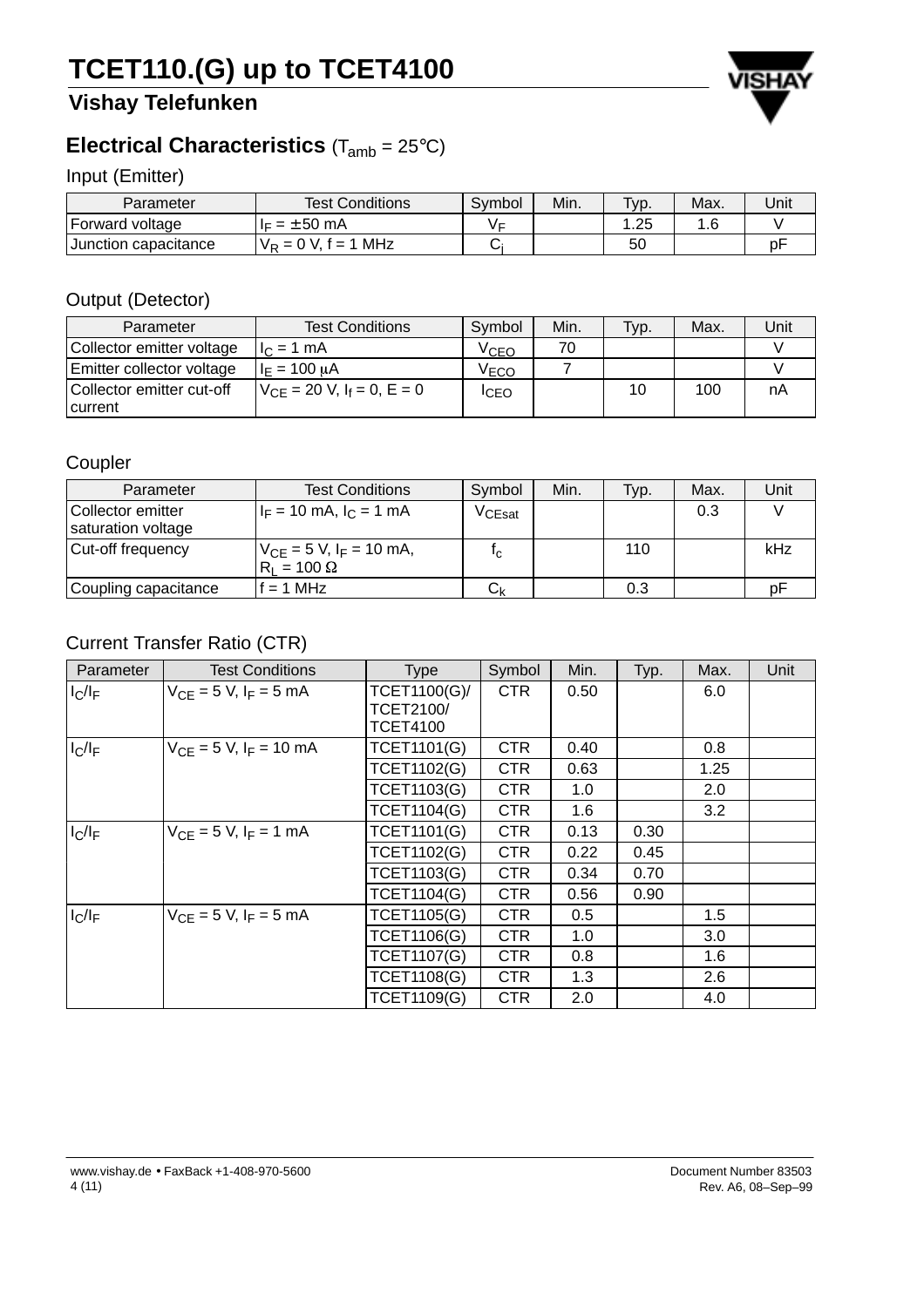# TCET110.(G) up to TCET4100

## Vishay Telefunken

## Electrical Characteristics ($T_{amb}$ = 25°C)

### Input (Emitter)

| Parameter | Test Conditions | Symbol | Min. | Typ. | Max. | Unit |
|---|---|---|---|---|---|---|
| Forward voltage | $I_F$ = ±50 mA | $V_F$ | | 1.25 | 1.6 | V |
| Junction capacitance | $V_R$ = 0 V, f = 1 MHz | $C_j$ | | 50 | | pF |

### Output (Detector)

| Parameter | Test Conditions | Symbol | Min. | Typ. | Max. | Unit |
|---|---|---|---|---|---|---|
| Collector emitter voltage | $I_C$ = 1 mA | $V_{CEO}$ | 70 | | | V |
| Emitter collector voltage | $I_E$ = 100 μA | $V_{ECO}$ | 7 | | | V |
| Collector emitter cut-off current | $V_{CE}$ = 20 V, $I_f$ = 0, E = 0 | $I_{CEO}$ | | 10 | 100 | nA |

### Coupler

| Parameter | Test Conditions | Symbol | Min. | Typ. | Max. | Unit |
|---|---|---|---|---|---|---|
| Collector emitter saturation voltage | $I_F$ = 10 mA, $I_C$ = 1 mA | $V_{CEsat}$ | | | 0.3 | V |
| Cut-off frequency | $V_{CE}$ = 5 V, $I_F$ = 10 mA, $R_L$ = 100 Ω | $f_c$ | | 110 | | kHz |
| Coupling capacitance | f = 1 MHz | $C_k$ | | 0.3 | | pF |

### Current Transfer Ratio (CTR)

| Parameter | Test Conditions | Type | Symbol | Min. | Typ. | Max. | Unit |
|---|---|---|---|---|---|---|---|
| $I_C/I_F$ | $V_{CE}$ = 5 V, $I_F$ = 5 mA | TCET1100(G)/ TCET2100/ TCET4100 | CTR | 0.50 | | 6.0 | |
| $I_C/I_F$ | $V_{CE}$ = 5 V, $I_F$ = 10 mA | TCET1101(G) | CTR | 0.40 | | 0.8 | |
| | | TCET1102(G) | CTR | 0.63 | | 1.25 | |
| | | TCET1103(G) | CTR | 1.0 | | 2.0 | |
| | | TCET1104(G) | CTR | 1.6 | | 3.2 | |
| $I_C/I_F$ | $V_{CE}$ = 5 V, $I_F$ = 1 mA | TCET1101(G) | CTR | 0.13 | 0.30 | | |
| | | TCET1102(G) | CTR | 0.22 | 0.45 | | |
| | | TCET1103(G) | CTR | 0.34 | 0.70 | | |
| | | TCET1104(G) | CTR | 0.56 | 0.90 | | |
| $I_C/I_F$ | $V_{CE}$ = 5 V, $I_F$ = 5 mA | TCET1105(G) | CTR | 0.5 | | 1.5 | |
| | | TCET1106(G) | CTR | 1.0 | | 3.0 | |
| | | TCET1107(G) | CTR | 0.8 | | 1.6 | |
| | | TCET1108(G) | CTR | 1.3 | | 2.6 | |
| | | TCET1109(G) | CTR | 2.0 | | 4.0 | |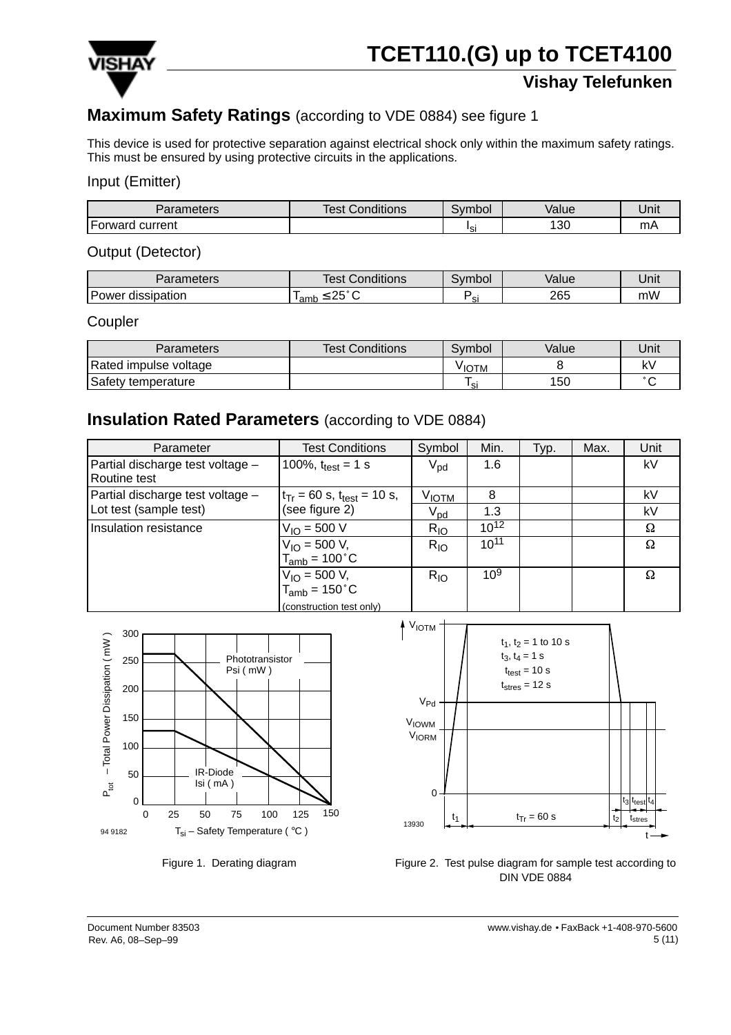## Maximum Safety Ratings (according to VDE 0884) see figure 1

This device is used for protective separation against electrical shock only within the maximum safety ratings. This must be ensured by using protective circuits in the applications.

### Input (Emitter)

| Parameters | Test Conditions | Symbol | Value | Unit |
|---|---|---|---|---|
| Forward current | | $I_{si}$ | 130 | mA |

### Output (Detector)

| Parameters | Test Conditions | Symbol | Value | Unit |
|---|---|---|---|---|
| Power dissipation | $T_{amb} \leq 25°C$ | $P_{si}$ | 265 | mW |

### Coupler

| Parameters | Test Conditions | Symbol | Value | Unit |
|---|---|---|---|---|
| Rated impulse voltage | | $V_{IOTM}$ | 8 | kV |
| Safety temperature | | $T_{si}$ | 150 | °C |

## Insulation Rated Parameters (according to VDE 0884)

| Parameter | Test Conditions | Symbol | Min. | Typ. | Max. | Unit |
|---|---|---|---|---|---|---|
| Partial discharge test voltage – Routine test | 100%, $t_{test}$ = 1 s | $V_{pd}$ | 1.6 | | | kV |
| Partial discharge test voltage – Lot test (sample test) | $t_{Tr}$ = 60 s, $t_{test}$ = 10 s, (see figure 2) | $V_{IOTM}$ | 8 | | | kV |
| | | $V_{pd}$ | 1.3 | | | kV |
| Insulation resistance | $V_{IO}$ = 500 V | $R_{IO}$ | $10^{12}$ | | | Ω |
| | $V_{IO}$ = 500 V, $T_{amb}$ = 100°C | $R_{IO}$ | $10^{11}$ | | | Ω |
| | $V_{IO}$ = 500 V, $T_{amb}$ = 150°C (construction test only) | $R_{IO}$ | $10^{9}$ | | | Ω |

Figure 1. Derating diagram

Figure 2. Test pulse diagram for sample test according to DIN VDE 0884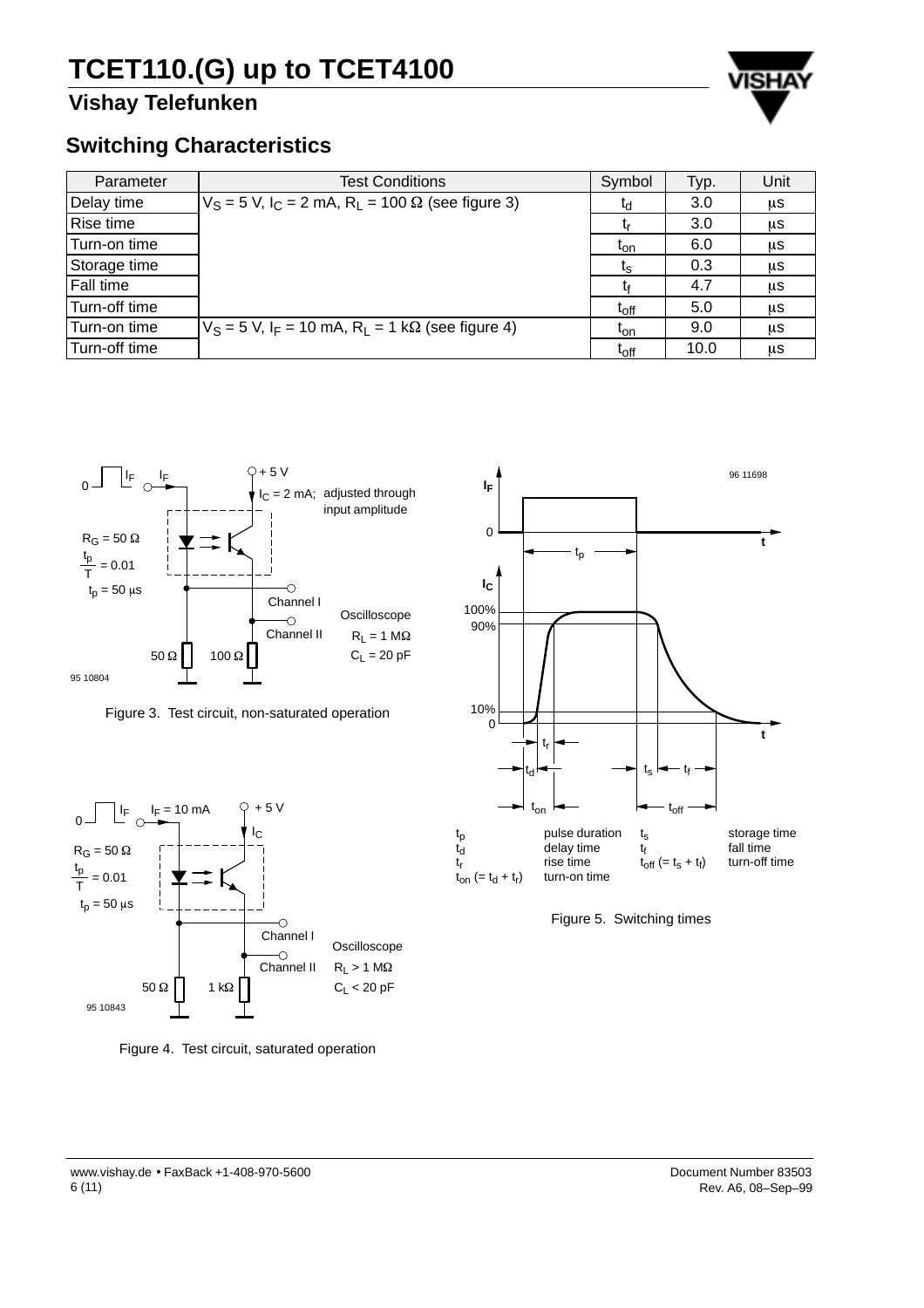## Switching Characteristics

| Parameter | Test Conditions | Symbol | Typ. | Unit |
|---|---|---|---|---|
| Delay time | $V_S$ = 5 V, $I_C$ = 2 mA, $R_L$ = 100 Ω (see figure 3) | $t_d$ | 3.0 | μs |
| Rise time | | $t_r$ | 3.0 | μs |
| Turn-on time | | $t_{on}$ | 6.0 | μs |
| Storage time | | $t_s$ | 0.3 | μs |
| Fall time | | $t_f$ | 4.7 | μs |
| Turn-off time | | $t_{off}$ | 5.0 | μs |
| Turn-on time | $V_S$ = 5 V, $I_F$ = 10 mA, $R_L$ = 1 kΩ (see figure 4) | $t_{on}$ | 9.0 | μs |
| Turn-off time | | $t_{off}$ | 10.0 | μs |

Figure 3. Test circuit, non-saturated operation

Figure 4. Test circuit, saturated operation

| | | | |
|---|---|---|---|
| $t_p$ | pulse duration | $t_s$ | storage time |
| $t_d$ | delay time | $t_f$ | fall time |
| $t_r$ | rise time | $t_{off}$ (= $t_s$ + $t_f$) | turn-off time |
| $t_{on}$ (= $t_d$ + $t_r$) | turn-on time | | |

Figure 5. Switching times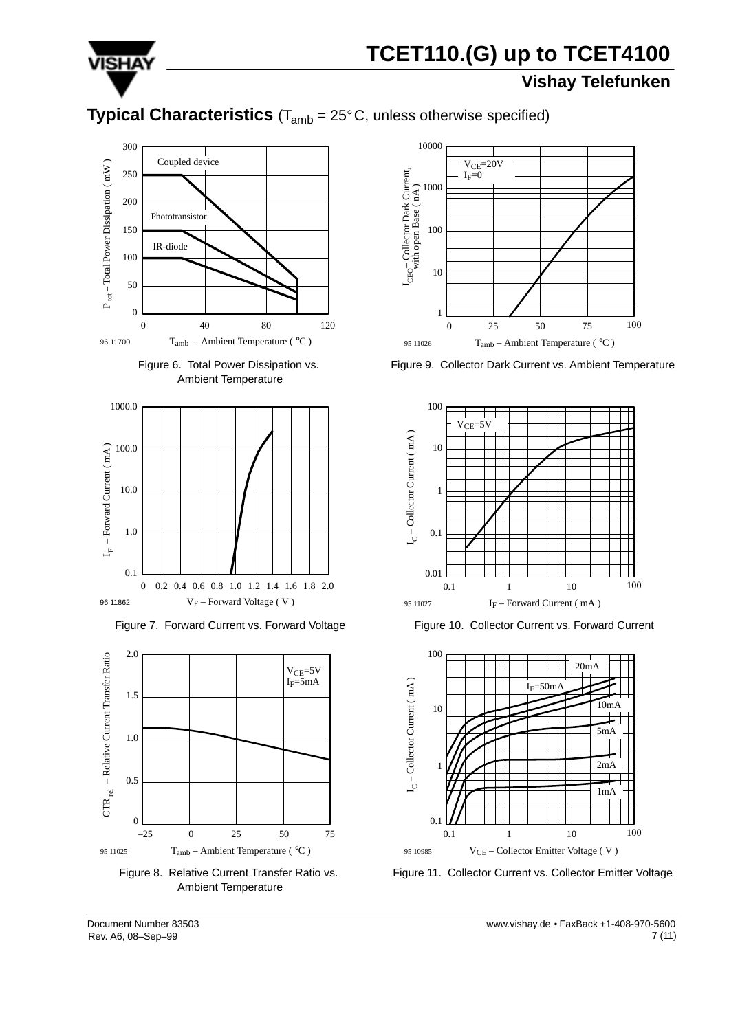## Typical Characteristics ($T_{amb}$ = 25°C, unless otherwise specified)

Figure 6. Total Power Dissipation vs. Ambient Temperature

Figure 7. Forward Current vs. Forward Voltage

Figure 8. Relative Current Transfer Ratio vs. Ambient Temperature

Figure 9. Collector Dark Current vs. Ambient Temperature

Figure 10. Collector Current vs. Forward Current

Figure 11. Collector Current vs. Collector Emitter Voltage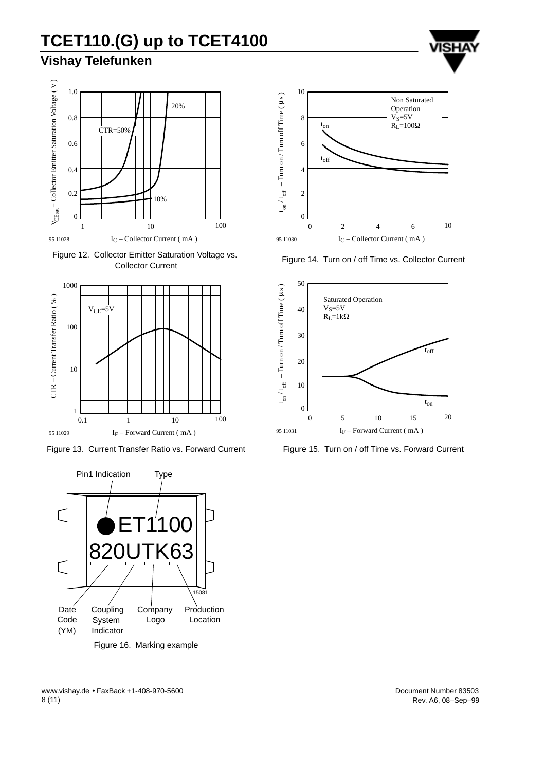Figure 12. Collector Emitter Saturation Voltage vs. Collector Current

Figure 13. Current Transfer Ratio vs. Forward Current

Figure 14. Turn on / off Time vs. Collector Current

Figure 15. Turn on / off Time vs. Forward Current

Figure 16. Marking example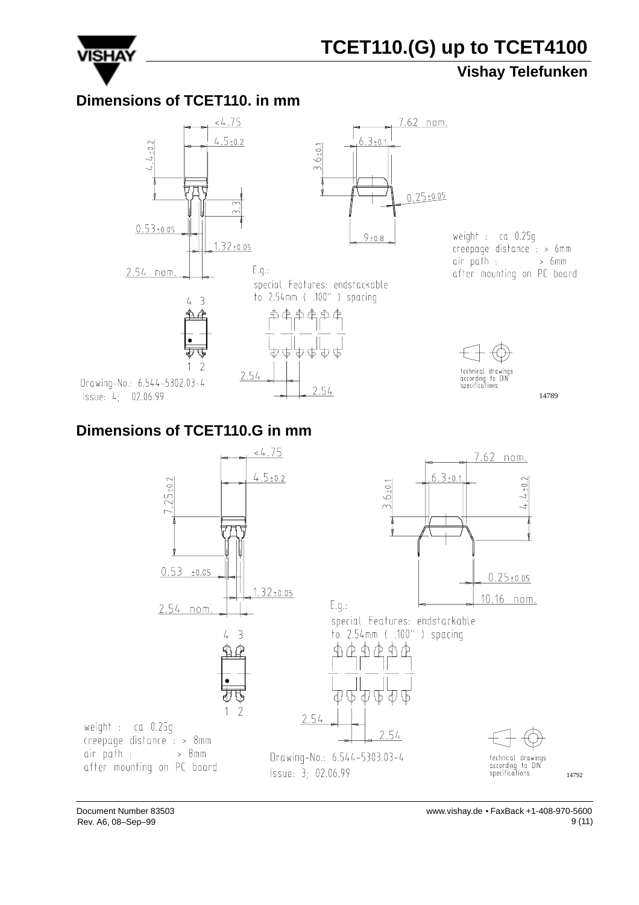## Dimensions of TCET110. in mm

<4.75

4.5±0.2

4.4±0.2

7.62 nom.

6.3±0.1

3.6±0.1

3.3

0.25±0.05

0.53±0.05

9±0.8

1.32±0.05

2.54 nom.

weight : ca 0.25g
creepage distance : > 6mm
air path : > 6mm
after mounting on PC board

E.g.:
special Features: endstackable
to 2.54mm ( .100" ) spacing

4 3

1 2

2.54

2.54

Drawing-No.: 6.544-5302.03-4
Issue: 4; 02.06.99

technical drawings
according to DIN
specifications

14789

## Dimensions of TCET110.G in mm

<4.75

4.5±0.2

7.25±0.2

7.62 nom.

6.3±0.1

3.6±0.1

4.4±0.2

0.53 ±0.05

0.25±0.05

1.32±0.05

10.16 nom.

2.54 nom.

E.g.:
special Features: endstackable
to 2.54mm ( .100" ) spacing

4 3

1 2

2.54

2.54

weight : ca 0.25g
creepage distance : > 8mm
air path : > 8mm
after mounting on PC board

Drawing-No.: 6.544-5303.03-4
Issue: 3; 02.06.99

technical drawings
according to DIN
specifications

14792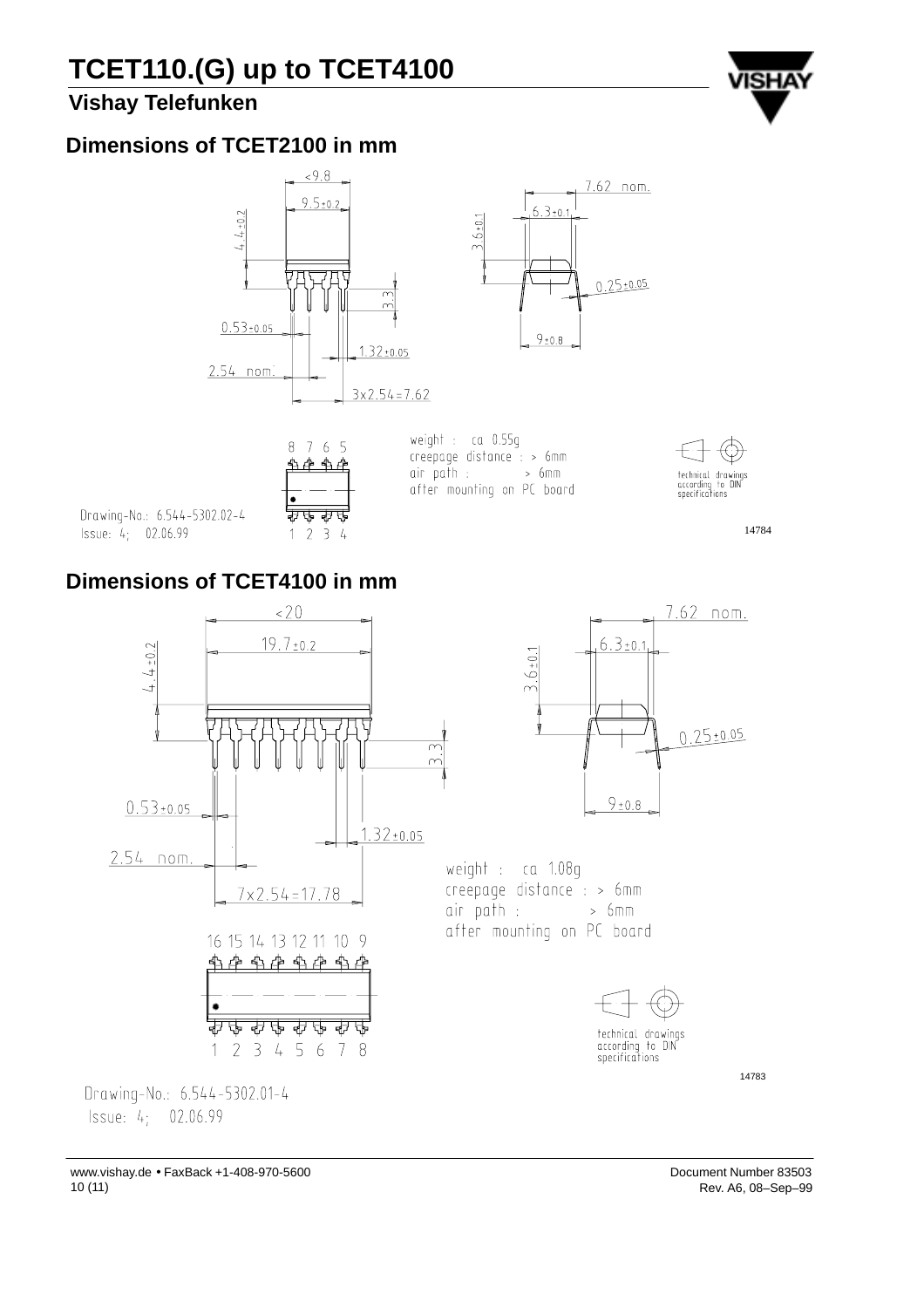## Dimensions of TCET2100 in mm

<9.8

9.5±0.2

7.62 nom.

6.3±0.1

4.4±0.2

3.6±0.1

3.3

0.25±0.05

0.53±0.05

9±0.8

1.32±0.05

2.54 nom.

3x2.54=7.62

8 7 6 5

1 2 3 4

weight : ca 0.55g
creepage distance : > 6mm
air path : > 6mm
after mounting on PC board

technical drawings according to DIN specifications

Drawing-No.: 6.544-5302.02-4
Issue: 4; 02.06.99

14784

## Dimensions of TCET4100 in mm

<20

19.7±0.2

7.62 nom.

6.3±0.1

4.4±0.2

3.6±0.1

3.3

0.25±0.05

9±0.8

0.53±0.05

1.32±0.05

2.54 nom.

7x2.54=17.78

weight : ca 1.08g
creepage distance : > 6mm
air path : > 6mm
after mounting on PC board

16 15 14 13 12 11 10 9

1 2 3 4 5 6 7 8

technical drawings according to DIN specifications

14783

Drawing-No.: 6.544-5302.01-4
Issue: 4; 02.06.99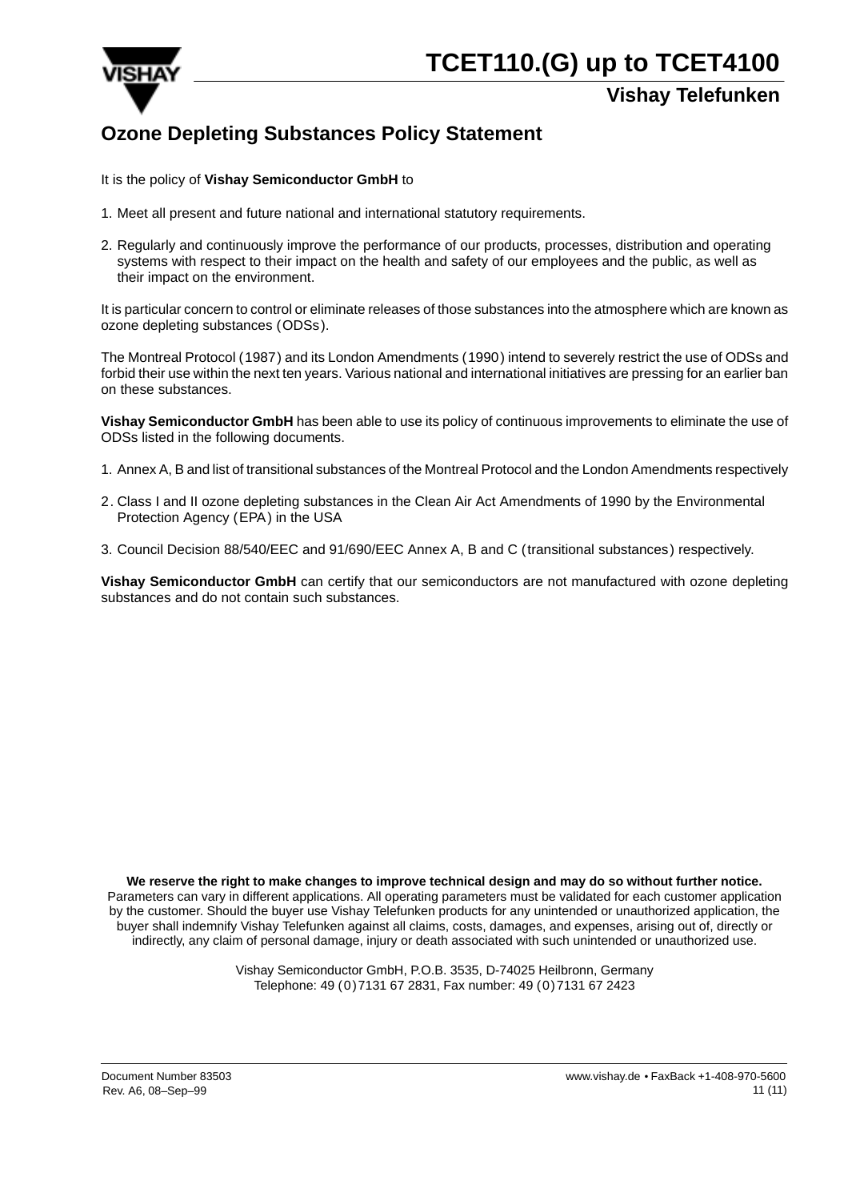## Ozone Depleting Substances Policy Statement

It is the policy of **Vishay Semiconductor GmbH** to

1. Meet all present and future national and international statutory requirements.

2. Regularly and continuously improve the performance of our products, processes, distribution and operating systems with respect to their impact on the health and safety of our employees and the public, as well as their impact on the environment.

It is particular concern to control or eliminate releases of those substances into the atmosphere which are known as ozone depleting substances (ODSs).

The Montreal Protocol (1987) and its London Amendments (1990) intend to severely restrict the use of ODSs and forbid their use within the next ten years. Various national and international initiatives are pressing for an earlier ban on these substances.

**Vishay Semiconductor GmbH** has been able to use its policy of continuous improvements to eliminate the use of ODSs listed in the following documents.

1. Annex A, B and list of transitional substances of the Montreal Protocol and the London Amendments respectively

2. Class I and II ozone depleting substances in the Clean Air Act Amendments of 1990 by the Environmental Protection Agency (EPA) in the USA

3. Council Decision 88/540/EEC and 91/690/EEC Annex A, B and C (transitional substances) respectively.

**Vishay Semiconductor GmbH** can certify that our semiconductors are not manufactured with ozone depleting substances and do not contain such substances.

**We reserve the right to make changes to improve technical design and may do so without further notice.**
Parameters can vary in different applications. All operating parameters must be validated for each customer application by the customer. Should the buyer use Vishay Telefunken products for any unintended or unauthorized application, the buyer shall indemnify Vishay Telefunken against all claims, costs, damages, and expenses, arising out of, directly or indirectly, any claim of personal damage, injury or death associated with such unintended or unauthorized use.

Vishay Semiconductor GmbH, P.O.B. 3535, D-74025 Heilbronn, Germany
Telephone: 49 (0)7131 67 2831, Fax number: 49 (0)7131 67 2423